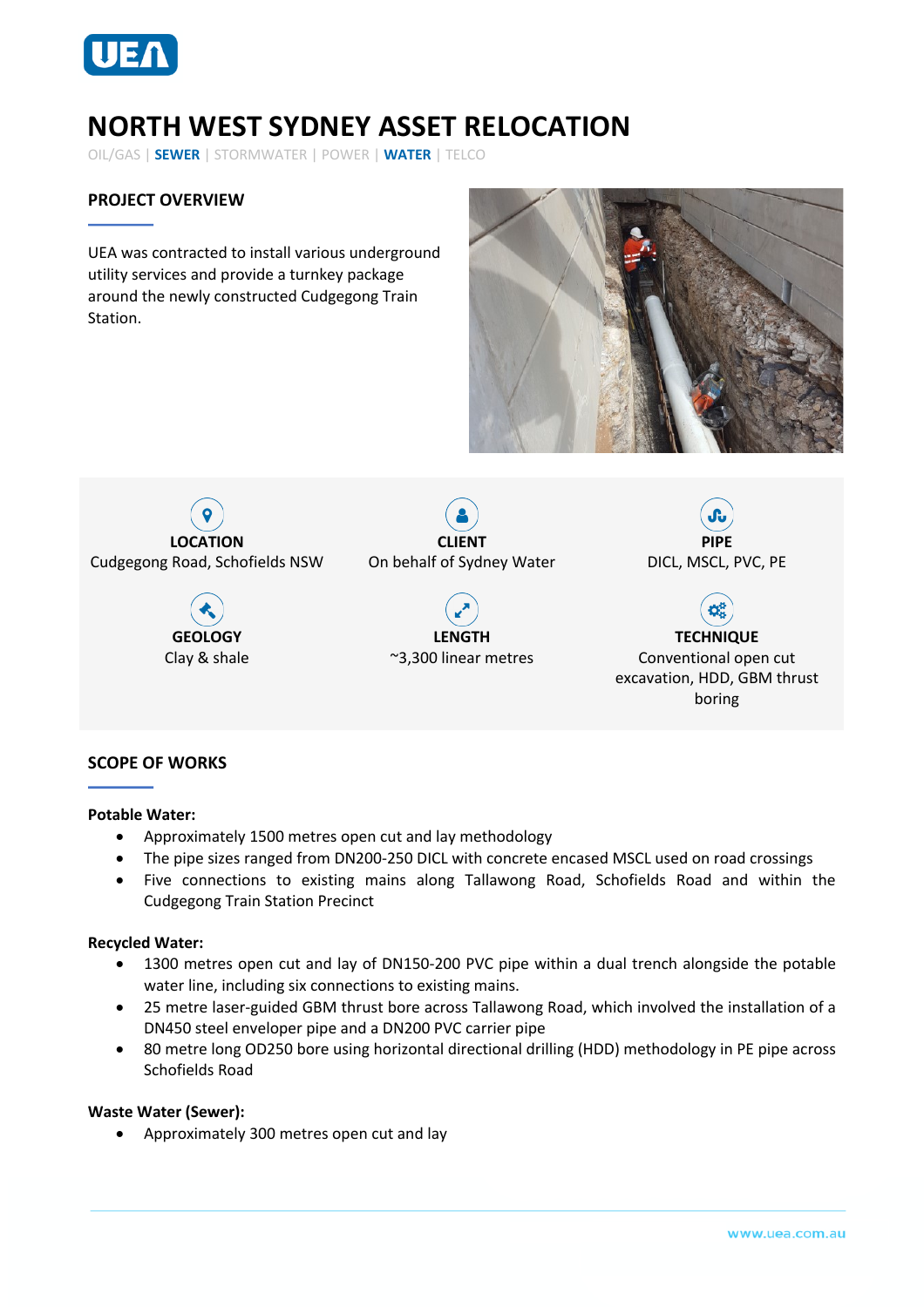# NORTH WEST SYDNEY ASSET RELOCATION

OIL/GAS | **SEWER** | STORMWATER | POWER | **WATER** | TELCO

## PROJECT OVERVIEW

UEA was contracted to install various underground utility services and provide a turnkey package around the newly constructed Cudgegong Train Station.

**LOCATION**
Cudgegong Road, Schofields NSW

**CLIENT**
On behalf of Sydney Water

**PIPE**
DICL, MSCL, PVC, PE

**GEOLOGY**
Clay & shale

**LENGTH**
~3,300 linear metres

**TECHNIQUE**
Conventional open cut excavation, HDD, GBM thrust boring

## SCOPE OF WORKS

**Potable Water:**

- Approximately 1500 metres open cut and lay methodology
- The pipe sizes ranged from DN200-250 DICL with concrete encased MSCL used on road crossings
- Five connections to existing mains along Tallawong Road, Schofields Road and within the Cudgegong Train Station Precinct

**Recycled Water:**

- 1300 metres open cut and lay of DN150-200 PVC pipe within a dual trench alongside the potable water line, including six connections to existing mains.
- 25 metre laser-guided GBM thrust bore across Tallawong Road, which involved the installation of a DN450 steel enveloper pipe and a DN200 PVC carrier pipe
- 80 metre long OD250 bore using horizontal directional drilling (HDD) methodology in PE pipe across Schofields Road

**Waste Water (Sewer):**

- Approximately 300 metres open cut and lay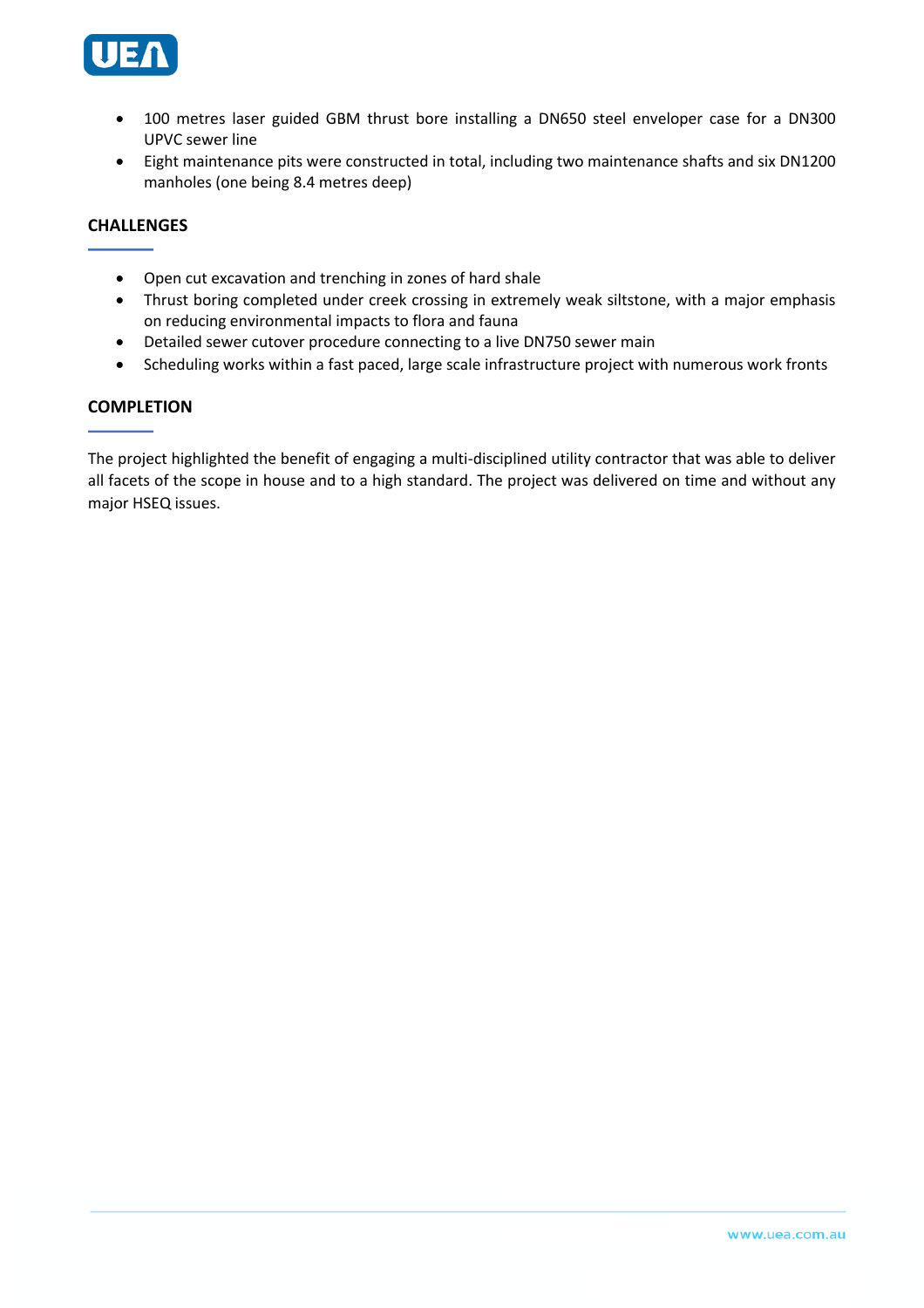- 100 metres laser guided GBM thrust bore installing a DN650 steel enveloper case for a DN300 UPVC sewer line
- Eight maintenance pits were constructed in total, including two maintenance shafts and six DN1200 manholes (one being 8.4 metres deep)

## CHALLENGES

- Open cut excavation and trenching in zones of hard shale
- Thrust boring completed under creek crossing in extremely weak siltstone, with a major emphasis on reducing environmental impacts to flora and fauna
- Detailed sewer cutover procedure connecting to a live DN750 sewer main
- Scheduling works within a fast paced, large scale infrastructure project with numerous work fronts

## COMPLETION

The project highlighted the benefit of engaging a multi-disciplined utility contractor that was able to deliver all facets of the scope in house and to a high standard. The project was delivered on time and without any major HSEQ issues.